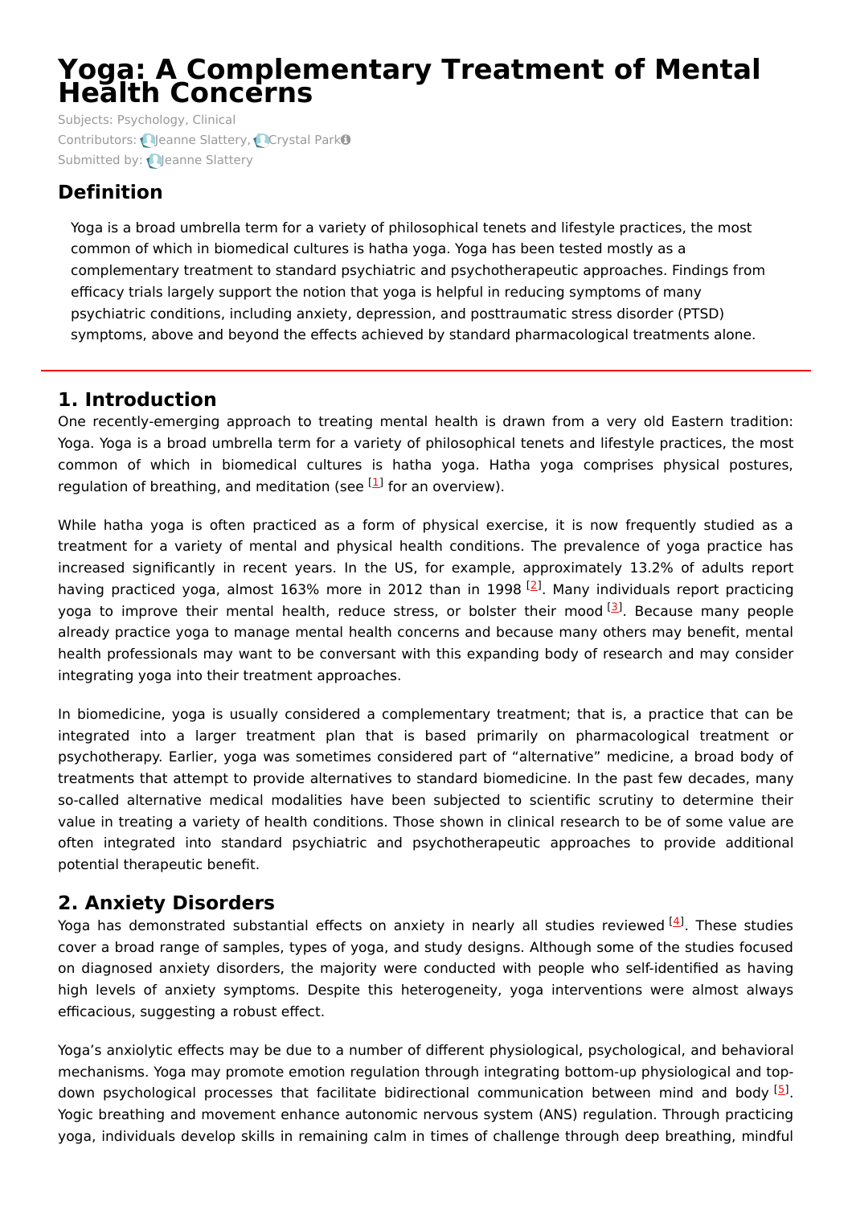# Yoga: A Complementary Treatment of Mental Health Concerns

Subjects: Psychology, Clinical

Contributors: Jeanne Slattery, Crystal Park

Submitted by: Jeanne Slattery

## Definition

Yoga is a broad umbrella term for a variety of philosophical tenets and lifestyle practices, the most common of which in biomedical cultures is hatha yoga. Yoga has been tested mostly as a complementary treatment to standard psychiatric and psychotherapeutic approaches. Findings from efficacy trials largely support the notion that yoga is helpful in reducing symptoms of many psychiatric conditions, including anxiety, depression, and posttraumatic stress disorder (PTSD) symptoms, above and beyond the effects achieved by standard pharmacological treatments alone.

## 1. Introduction

One recently-emerging approach to treating mental health is drawn from a very old Eastern tradition: Yoga. Yoga is a broad umbrella term for a variety of philosophical tenets and lifestyle practices, the most common of which in biomedical cultures is hatha yoga. Hatha yoga comprises physical postures, regulation of breathing, and meditation (see [1] for an overview).

While hatha yoga is often practiced as a form of physical exercise, it is now frequently studied as a treatment for a variety of mental and physical health conditions. The prevalence of yoga practice has increased significantly in recent years. In the US, for example, approximately 13.2% of adults report having practiced yoga, almost 163% more in 2012 than in 1998 [2]. Many individuals report practicing yoga to improve their mental health, reduce stress, or bolster their mood [3]. Because many people already practice yoga to manage mental health concerns and because many others may benefit, mental health professionals may want to be conversant with this expanding body of research and may consider integrating yoga into their treatment approaches.

In biomedicine, yoga is usually considered a complementary treatment; that is, a practice that can be integrated into a larger treatment plan that is based primarily on pharmacological treatment or psychotherapy. Earlier, yoga was sometimes considered part of "alternative" medicine, a broad body of treatments that attempt to provide alternatives to standard biomedicine. In the past few decades, many so-called alternative medical modalities have been subjected to scientific scrutiny to determine their value in treating a variety of health conditions. Those shown in clinical research to be of some value are often integrated into standard psychiatric and psychotherapeutic approaches to provide additional potential therapeutic benefit.

## 2. Anxiety Disorders

Yoga has demonstrated substantial effects on anxiety in nearly all studies reviewed [4]. These studies cover a broad range of samples, types of yoga, and study designs. Although some of the studies focused on diagnosed anxiety disorders, the majority were conducted with people who self-identified as having high levels of anxiety symptoms. Despite this heterogeneity, yoga interventions were almost always efficacious, suggesting a robust effect.

Yoga's anxiolytic effects may be due to a number of different physiological, psychological, and behavioral mechanisms. Yoga may promote emotion regulation through integrating bottom-up physiological and top-down psychological processes that facilitate bidirectional communication between mind and body [5]. Yogic breathing and movement enhance autonomic nervous system (ANS) regulation. Through practicing yoga, individuals develop skills in remaining calm in times of challenge through deep breathing, mindful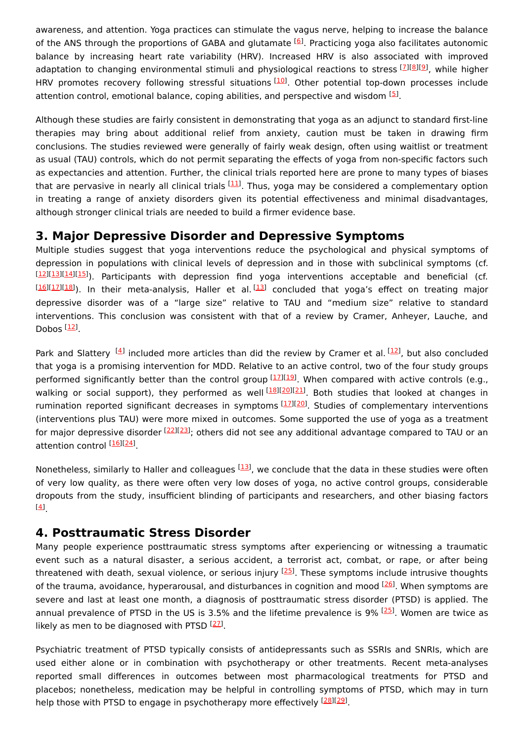awareness, and attention. Yoga practices can stimulate the vagus nerve, helping to increase the balance of the ANS through the proportions of GABA and glutamate [6]. Practicing yoga also facilitates autonomic balance by increasing heart rate variability (HRV). Increased HRV is also associated with improved adaptation to changing environmental stimuli and physiological reactions to stress [7][8][9], while higher HRV promotes recovery following stressful situations [10]. Other potential top-down processes include attention control, emotional balance, coping abilities, and perspective and wisdom [5].

Although these studies are fairly consistent in demonstrating that yoga as an adjunct to standard first-line therapies may bring about additional relief from anxiety, caution must be taken in drawing firm conclusions. The studies reviewed were generally of fairly weak design, often using waitlist or treatment as usual (TAU) controls, which do not permit separating the effects of yoga from non-specific factors such as expectancies and attention. Further, the clinical trials reported here are prone to many types of biases that are pervasive in nearly all clinical trials [11]. Thus, yoga may be considered a complementary option in treating a range of anxiety disorders given its potential effectiveness and minimal disadvantages, although stronger clinical trials are needed to build a firmer evidence base.

## 3. Major Depressive Disorder and Depressive Symptoms

Multiple studies suggest that yoga interventions reduce the psychological and physical symptoms of depression in populations with clinical levels of depression and in those with subclinical symptoms (cf. [12][13][14][15]). Participants with depression find yoga interventions acceptable and beneficial (cf. [16][17][18]). In their meta-analysis, Haller et al. [13] concluded that yoga's effect on treating major depressive disorder was of a "large size" relative to TAU and "medium size" relative to standard interventions. This conclusion was consistent with that of a review by Cramer, Anheyer, Lauche, and Dobos [12].

Park and Slattery [4] included more articles than did the review by Cramer et al. [12], but also concluded that yoga is a promising intervention for MDD. Relative to an active control, two of the four study groups performed significantly better than the control group [17][19]. When compared with active controls (e.g., walking or social support), they performed as well [18][20][21]. Both studies that looked at changes in rumination reported significant decreases in symptoms [17][20]. Studies of complementary interventions (interventions plus TAU) were more mixed in outcomes. Some supported the use of yoga as a treatment for major depressive disorder [22][23]; others did not see any additional advantage compared to TAU or an attention control [16][24].

Nonetheless, similarly to Haller and colleagues [13], we conclude that the data in these studies were often of very low quality, as there were often very low doses of yoga, no active control groups, considerable dropouts from the study, insufficient blinding of participants and researchers, and other biasing factors [4].

## 4. Posttraumatic Stress Disorder

Many people experience posttraumatic stress symptoms after experiencing or witnessing a traumatic event such as a natural disaster, a serious accident, a terrorist act, combat, or rape, or after being threatened with death, sexual violence, or serious injury [25]. These symptoms include intrusive thoughts of the trauma, avoidance, hyperarousal, and disturbances in cognition and mood [26]. When symptoms are severe and last at least one month, a diagnosis of posttraumatic stress disorder (PTSD) is applied. The annual prevalence of PTSD in the US is 3.5% and the lifetime prevalence is 9% [25]. Women are twice as likely as men to be diagnosed with PTSD [27].

Psychiatric treatment of PTSD typically consists of antidepressants such as SSRIs and SNRIs, which are used either alone or in combination with psychotherapy or other treatments. Recent meta-analyses reported small differences in outcomes between most pharmacological treatments for PTSD and placebos; nonetheless, medication may be helpful in controlling symptoms of PTSD, which may in turn help those with PTSD to engage in psychotherapy more effectively [28][29].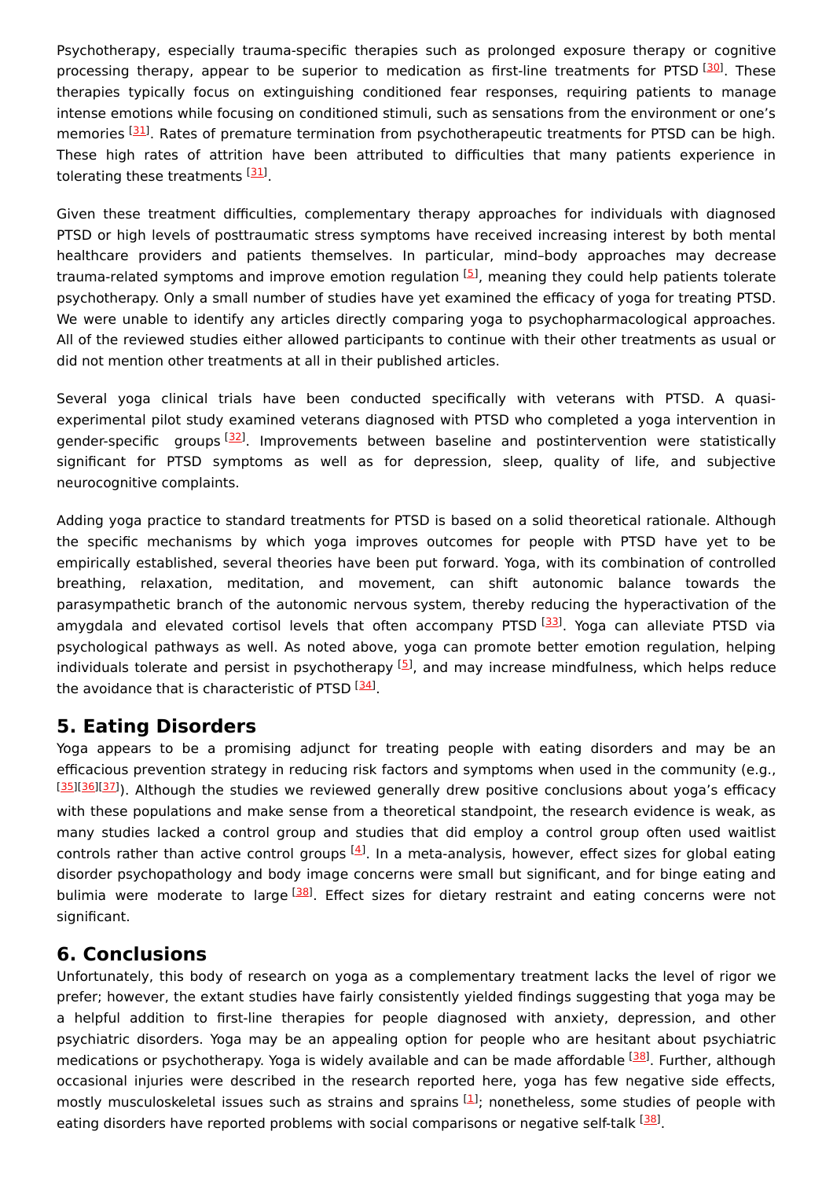Psychotherapy, especially trauma-specific therapies such as prolonged exposure therapy or cognitive processing therapy, appear to be superior to medication as first-line treatments for PTSD [30]. These therapies typically focus on extinguishing conditioned fear responses, requiring patients to manage intense emotions while focusing on conditioned stimuli, such as sensations from the environment or one's memories [31]. Rates of premature termination from psychotherapeutic treatments for PTSD can be high. These high rates of attrition have been attributed to difficulties that many patients experience in tolerating these treatments [31].

Given these treatment difficulties, complementary therapy approaches for individuals with diagnosed PTSD or high levels of posttraumatic stress symptoms have received increasing interest by both mental healthcare providers and patients themselves. In particular, mind–body approaches may decrease trauma-related symptoms and improve emotion regulation [5], meaning they could help patients tolerate psychotherapy. Only a small number of studies have yet examined the efficacy of yoga for treating PTSD. We were unable to identify any articles directly comparing yoga to psychopharmacological approaches. All of the reviewed studies either allowed participants to continue with their other treatments as usual or did not mention other treatments at all in their published articles.

Several yoga clinical trials have been conducted specifically with veterans with PTSD. A quasi-experimental pilot study examined veterans diagnosed with PTSD who completed a yoga intervention in gender-specific groups [32]. Improvements between baseline and postintervention were statistically significant for PTSD symptoms as well as for depression, sleep, quality of life, and subjective neurocognitive complaints.

Adding yoga practice to standard treatments for PTSD is based on a solid theoretical rationale. Although the specific mechanisms by which yoga improves outcomes for people with PTSD have yet to be empirically established, several theories have been put forward. Yoga, with its combination of controlled breathing, relaxation, meditation, and movement, can shift autonomic balance towards the parasympathetic branch of the autonomic nervous system, thereby reducing the hyperactivation of the amygdala and elevated cortisol levels that often accompany PTSD [33]. Yoga can alleviate PTSD via psychological pathways as well. As noted above, yoga can promote better emotion regulation, helping individuals tolerate and persist in psychotherapy [5], and may increase mindfulness, which helps reduce the avoidance that is characteristic of PTSD [34].

## 5. Eating Disorders

Yoga appears to be a promising adjunct for treating people with eating disorders and may be an efficacious prevention strategy in reducing risk factors and symptoms when used in the community (e.g., [35][36][37]). Although the studies we reviewed generally drew positive conclusions about yoga's efficacy with these populations and make sense from a theoretical standpoint, the research evidence is weak, as many studies lacked a control group and studies that did employ a control group often used waitlist controls rather than active control groups [4]. In a meta-analysis, however, effect sizes for global eating disorder psychopathology and body image concerns were small but significant, and for binge eating and bulimia were moderate to large [38]. Effect sizes for dietary restraint and eating concerns were not significant.

## 6. Conclusions

Unfortunately, this body of research on yoga as a complementary treatment lacks the level of rigor we prefer; however, the extant studies have fairly consistently yielded findings suggesting that yoga may be a helpful addition to first-line therapies for people diagnosed with anxiety, depression, and other psychiatric disorders. Yoga may be an appealing option for people who are hesitant about psychiatric medications or psychotherapy. Yoga is widely available and can be made affordable [38]. Further, although occasional injuries were described in the research reported here, yoga has few negative side effects, mostly musculoskeletal issues such as strains and sprains [1]; nonetheless, some studies of people with eating disorders have reported problems with social comparisons or negative self-talk [38].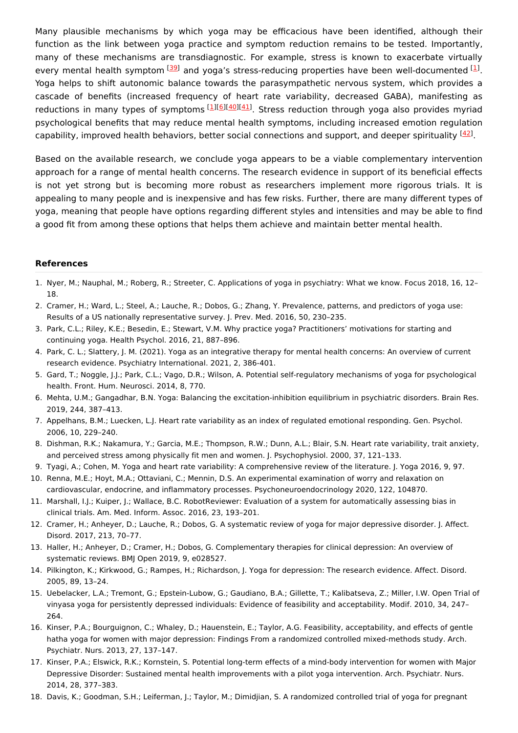Many plausible mechanisms by which yoga may be efficacious have been identified, although their function as the link between yoga practice and symptom reduction remains to be tested. Importantly, many of these mechanisms are transdiagnostic. For example, stress is known to exacerbate virtually every mental health symptom [39] and yoga's stress-reducing properties have been well-documented [1]. Yoga helps to shift autonomic balance towards the parasympathetic nervous system, which provides a cascade of benefits (increased frequency of heart rate variability, decreased GABA), manifesting as reductions in many types of symptoms [1][6][40][41]. Stress reduction through yoga also provides myriad psychological benefits that may reduce mental health symptoms, including increased emotion regulation capability, improved health behaviors, better social connections and support, and deeper spirituality [42].

Based on the available research, we conclude yoga appears to be a viable complementary intervention approach for a range of mental health concerns. The research evidence in support of its beneficial effects is not yet strong but is becoming more robust as researchers implement more rigorous trials. It is appealing to many people and is inexpensive and has few risks. Further, there are many different types of yoga, meaning that people have options regarding different styles and intensities and may be able to find a good fit from among these options that helps them achieve and maintain better mental health.

## References

1. Nyer, M.; Nauphal, M.; Roberg, R.; Streeter, C. Applications of yoga in psychiatry: What we know. Focus 2018, 16, 12–18.
2. Cramer, H.; Ward, L.; Steel, A.; Lauche, R.; Dobos, G.; Zhang, Y. Prevalence, patterns, and predictors of yoga use: Results of a US nationally representative survey. J. Prev. Med. 2016, 50, 230–235.
3. Park, C.L.; Riley, K.E.; Besedin, E.; Stewart, V.M. Why practice yoga? Practitioners' motivations for starting and continuing yoga. Health Psychol. 2016, 21, 887–896.
4. Park, C. L.; Slattery, J. M. (2021). Yoga as an integrative therapy for mental health concerns: An overview of current research evidence. Psychiatry International. 2021, 2, 386-401.
5. Gard, T.; Noggle, J.J.; Park, C.L.; Vago, D.R.; Wilson, A. Potential self-regulatory mechanisms of yoga for psychological health. Front. Hum. Neurosci. 2014, 8, 770.
6. Mehta, U.M.; Gangadhar, B.N. Yoga: Balancing the excitation-inhibition equilibrium in psychiatric disorders. Brain Res. 2019, 244, 387–413.
7. Appelhans, B.M.; Luecken, L.J. Heart rate variability as an index of regulated emotional responding. Gen. Psychol. 2006, 10, 229–240.
8. Dishman, R.K.; Nakamura, Y.; Garcia, M.E.; Thompson, R.W.; Dunn, A.L.; Blair, S.N. Heart rate variability, trait anxiety, and perceived stress among physically fit men and women. J. Psychophysiol. 2000, 37, 121–133.
9. Tyagi, A.; Cohen, M. Yoga and heart rate variability: A comprehensive review of the literature. J. Yoga 2016, 9, 97.
10. Renna, M.E.; Hoyt, M.A.; Ottaviani, C.; Mennin, D.S. An experimental examination of worry and relaxation on cardiovascular, endocrine, and inflammatory processes. Psychoneuroendocrinology 2020, 122, 104870.
11. Marshall, I.J.; Kuiper, J.; Wallace, B.C. RobotReviewer: Evaluation of a system for automatically assessing bias in clinical trials. Am. Med. Inform. Assoc. 2016, 23, 193–201.
12. Cramer, H.; Anheyer, D.; Lauche, R.; Dobos, G. A systematic review of yoga for major depressive disorder. J. Affect. Disord. 2017, 213, 70–77.
13. Haller, H.; Anheyer, D.; Cramer, H.; Dobos, G. Complementary therapies for clinical depression: An overview of systematic reviews. BMJ Open 2019, 9, e028527.
14. Pilkington, K.; Kirkwood, G.; Rampes, H.; Richardson, J. Yoga for depression: The research evidence. Affect. Disord. 2005, 89, 13–24.
15. Uebelacker, L.A.; Tremont, G.; Epstein-Lubow, G.; Gaudiano, B.A.; Gillette, T.; Kalibatseva, Z.; Miller, I.W. Open Trial of vinyasa yoga for persistently depressed individuals: Evidence of feasibility and acceptability. Modif. 2010, 34, 247–264.
16. Kinser, P.A.; Bourguignon, C.; Whaley, D.; Hauenstein, E.; Taylor, A.G. Feasibility, acceptability, and effects of gentle hatha yoga for women with major depression: Findings From a randomized controlled mixed-methods study. Arch. Psychiatr. Nurs. 2013, 27, 137–147.
17. Kinser, P.A.; Elswick, R.K.; Kornstein, S. Potential long-term effects of a mind-body intervention for women with Major Depressive Disorder: Sustained mental health improvements with a pilot yoga intervention. Arch. Psychiatr. Nurs. 2014, 28, 377–383.
18. Davis, K.; Goodman, S.H.; Leiferman, J.; Taylor, M.; Dimidjian, S. A randomized controlled trial of yoga for pregnant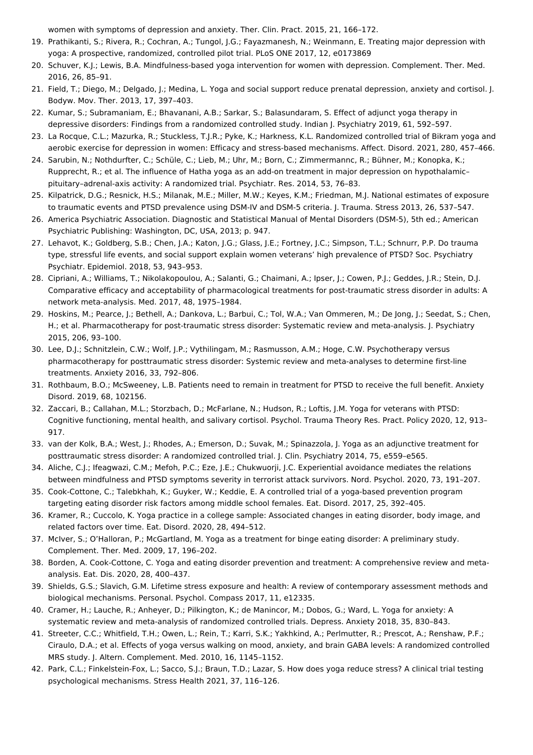women with symptoms of depression and anxiety. Ther. Clin. Pract. 2015, 21, 166–172.

19. Prathikanti, S.; Rivera, R.; Cochran, A.; Tungol, J.G.; Fayazmanesh, N.; Weinmann, E. Treating major depression with yoga: A prospective, randomized, controlled pilot trial. PLoS ONE 2017, 12, e0173869
20. Schuver, K.J.; Lewis, B.A. Mindfulness-based yoga intervention for women with depression. Complement. Ther. Med. 2016, 26, 85–91.
21. Field, T.; Diego, M.; Delgado, J.; Medina, L. Yoga and social support reduce prenatal depression, anxiety and cortisol. J. Bodyw. Mov. Ther. 2013, 17, 397–403.
22. Kumar, S.; Subramaniam, E.; Bhavanani, A.B.; Sarkar, S.; Balasundaram, S. Effect of adjunct yoga therapy in depressive disorders: Findings from a randomized controlled study. Indian J. Psychiatry 2019, 61, 592–597.
23. La Rocque, C.L.; Mazurka, R.; Stuckless, T.J.R.; Pyke, K.; Harkness, K.L. Randomized controlled trial of Bikram yoga and aerobic exercise for depression in women: Efficacy and stress-based mechanisms. Affect. Disord. 2021, 280, 457–466.
24. Sarubin, N.; Nothdurfter, C.; Schüle, C.; Lieb, M.; Uhr, M.; Born, C.; Zimmermannc, R.; Bühner, M.; Konopka, K.; Rupprecht, R.; et al. The influence of Hatha yoga as an add-on treatment in major depression on hypothalamic–pituitary–adrenal-axis activity: A randomized trial. Psychiatr. Res. 2014, 53, 76–83.
25. Kilpatrick, D.G.; Resnick, H.S.; Milanak, M.E.; Miller, M.W.; Keyes, K.M.; Friedman, M.J. National estimates of exposure to traumatic events and PTSD prevalence using DSM-IV and DSM-5 criteria. J. Trauma. Stress 2013, 26, 537–547.
26. America Psychiatric Association. Diagnostic and Statistical Manual of Mental Disorders (DSM-5), 5th ed.; American Psychiatric Publishing: Washington, DC, USA, 2013; p. 947.
27. Lehavot, K.; Goldberg, S.B.; Chen, J.A.; Katon, J.G.; Glass, J.E.; Fortney, J.C.; Simpson, T.L.; Schnurr, P.P. Do trauma type, stressful life events, and social support explain women veterans' high prevalence of PTSD? Soc. Psychiatry Psychiatr. Epidemiol. 2018, 53, 943–953.
28. Cipriani, A.; Williams, T.; Nikolakopoulou, A.; Salanti, G.; Chaimani, A.; Ipser, J.; Cowen, P.J.; Geddes, J.R.; Stein, D.J. Comparative efficacy and acceptability of pharmacological treatments for post-traumatic stress disorder in adults: A network meta-analysis. Med. 2017, 48, 1975–1984.
29. Hoskins, M.; Pearce, J.; Bethell, A.; Dankova, L.; Barbui, C.; Tol, W.A.; Van Ommeren, M.; De Jong, J.; Seedat, S.; Chen, H.; et al. Pharmacotherapy for post-traumatic stress disorder: Systematic review and meta-analysis. J. Psychiatry 2015, 206, 93–100.
30. Lee, D.J.; Schnitzlein, C.W.; Wolf, J.P.; Vythilingam, M.; Rasmusson, A.M.; Hoge, C.W. Psychotherapy versus pharmacotherapy for posttraumatic stress disorder: Systemic review and meta-analyses to determine first-line treatments. Anxiety 2016, 33, 792–806.
31. Rothbaum, B.O.; McSweeney, L.B. Patients need to remain in treatment for PTSD to receive the full benefit. Anxiety Disord. 2019, 68, 102156.
32. Zaccari, B.; Callahan, M.L.; Storzbach, D.; McFarlane, N.; Hudson, R.; Loftis, J.M. Yoga for veterans with PTSD: Cognitive functioning, mental health, and salivary cortisol. Psychol. Trauma Theory Res. Pract. Policy 2020, 12, 913–917.
33. van der Kolk, B.A.; West, J.; Rhodes, A.; Emerson, D.; Suvak, M.; Spinazzola, J. Yoga as an adjunctive treatment for posttraumatic stress disorder: A randomized controlled trial. J. Clin. Psychiatry 2014, 75, e559–e565.
34. Aliche, C.J.; Ifeagwazi, C.M.; Mefoh, P.C.; Eze, J.E.; Chukwuorji, J.C. Experiential avoidance mediates the relations between mindfulness and PTSD symptoms severity in terrorist attack survivors. Nord. Psychol. 2020, 73, 191–207.
35. Cook-Cottone, C.; Talebkhah, K.; Guyker, W.; Keddie, E. A controlled trial of a yoga-based prevention program targeting eating disorder risk factors among middle school females. Eat. Disord. 2017, 25, 392–405.
36. Kramer, R.; Cuccolo, K. Yoga practice in a college sample: Associated changes in eating disorder, body image, and related factors over time. Eat. Disord. 2020, 28, 494–512.
37. McIver, S.; O'Halloran, P.; McGartland, M. Yoga as a treatment for binge eating disorder: A preliminary study. Complement. Ther. Med. 2009, 17, 196–202.
38. Borden, A. Cook-Cottone, C. Yoga and eating disorder prevention and treatment: A comprehensive review and meta-analysis. Eat. Dis. 2020, 28, 400–437.
39. Shields, G.S.; Slavich, G.M. Lifetime stress exposure and health: A review of contemporary assessment methods and biological mechanisms. Personal. Psychol. Compass 2017, 11, e12335.
40. Cramer, H.; Lauche, R.; Anheyer, D.; Pilkington, K.; de Manincor, M.; Dobos, G.; Ward, L. Yoga for anxiety: A systematic review and meta-analysis of randomized controlled trials. Depress. Anxiety 2018, 35, 830–843.
41. Streeter, C.C.; Whitfield, T.H.; Owen, L.; Rein, T.; Karri, S.K.; Yakhkind, A.; Perlmutter, R.; Prescot, A.; Renshaw, P.F.; Ciraulo, D.A.; et al. Effects of yoga versus walking on mood, anxiety, and brain GABA levels: A randomized controlled MRS study. J. Altern. Complement. Med. 2010, 16, 1145–1152.
42. Park, C.L.; Finkelstein-Fox, L.; Sacco, S.J.; Braun, T.D.; Lazar, S. How does yoga reduce stress? A clinical trial testing psychological mechanisms. Stress Health 2021, 37, 116–126.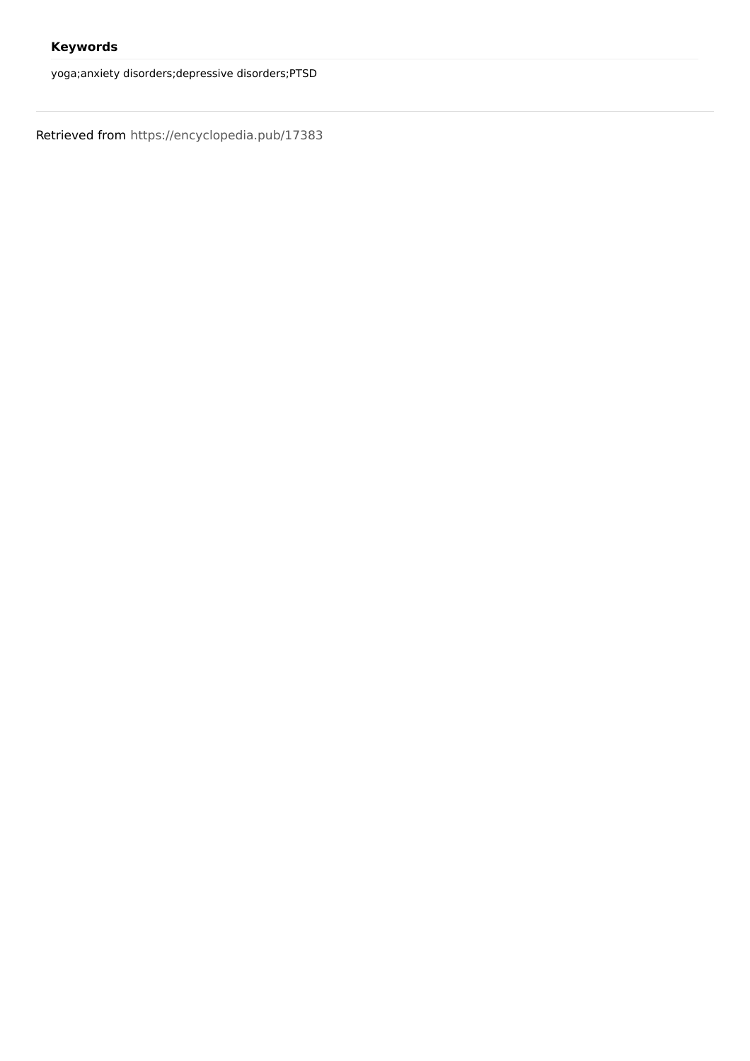### **Keywords**

yoga;anxiety disorders;depressive disorders;PTSD

Retrieved from https://encyclopedia.pub/17383